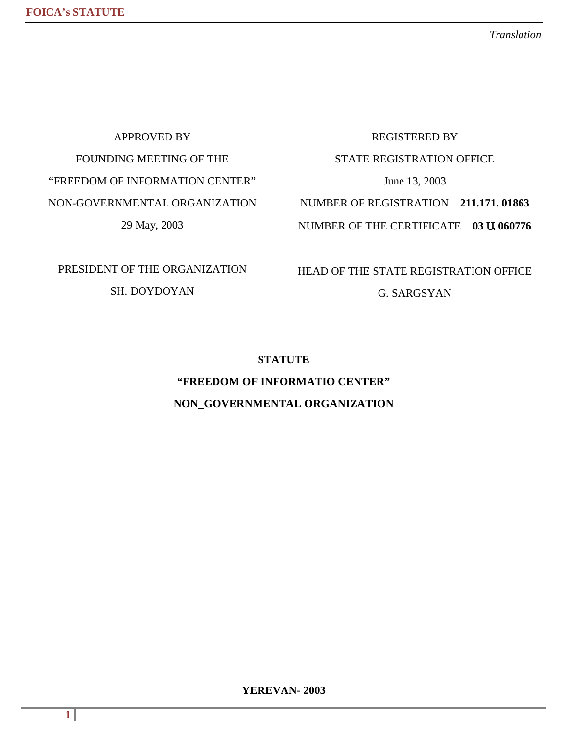*Translation*

| APPROVED BY | REGISTERED BY |
|---|---|
| FOUNDING MEETING OF THE | STATE REGISTRATION OFFICE |
| “FREEDOM OF INFORMATION CENTER” | June 13, 2003 |
| NON-GOVERNMENTAL ORGANIZATION | NUMBER OF REGISTRATION **211.171. 01863** |
| 29 May, 2003 | NUMBER OF THE CERTIFICATE **03 Ա 060776** |
| PRESIDENT OF THE ORGANIZATION | HEAD OF THE STATE REGISTRATION OFFICE |
| SH. DOYDOYAN | G. SARGSYAN |

# STATUTE

# “FREEDOM OF INFORMATIO CENTER”

# NON_GOVERNMENTAL ORGANIZATION

**YEREVAN- 2003**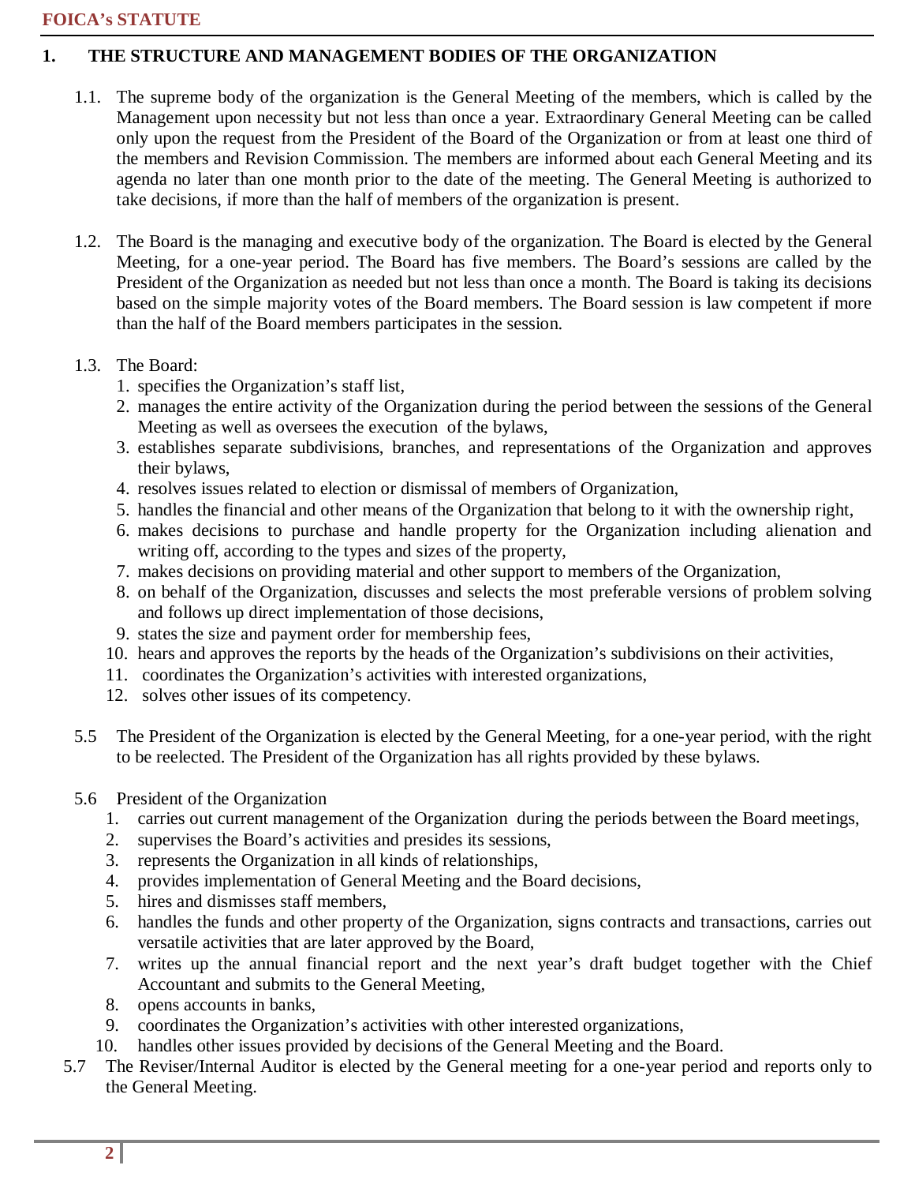## 1. THE STRUCTURE AND MANAGEMENT BODIES OF THE ORGANIZATION

1.1. The supreme body of the organization is the General Meeting of the members, which is called by the Management upon necessity but not less than once a year. Extraordinary General Meeting can be called only upon the request from the President of the Board of the Organization or from at least one third of the members and Revision Commission. The members are informed about each General Meeting and its agenda no later than one month prior to the date of the meeting. The General Meeting is authorized to take decisions, if more than the half of members of the organization is present.

1.2. The Board is the managing and executive body of the organization. The Board is elected by the General Meeting, for a one-year period. The Board has five members. The Board's sessions are called by the President of the Organization as needed but not less than once a month. The Board is taking its decisions based on the simple majority votes of the Board members. The Board session is law competent if more than the half of the Board members participates in the session.

1.3. The Board:

1. specifies the Organization's staff list,
2. manages the entire activity of the Organization during the period between the sessions of the General Meeting as well as oversees the execution of the bylaws,
3. establishes separate subdivisions, branches, and representations of the Organization and approves their bylaws,
4. resolves issues related to election or dismissal of members of Organization,
5. handles the financial and other means of the Organization that belong to it with the ownership right,
6. makes decisions to purchase and handle property for the Organization including alienation and writing off, according to the types and sizes of the property,
7. makes decisions on providing material and other support to members of the Organization,
8. on behalf of the Organization, discusses and selects the most preferable versions of problem solving and follows up direct implementation of those decisions,
9. states the size and payment order for membership fees,
10. hears and approves the reports by the heads of the Organization's subdivisions on their activities,
11. coordinates the Organization's activities with interested organizations,
12. solves other issues of its competency.

5.5 The President of the Organization is elected by the General Meeting, for a one-year period, with the right to be reelected. The President of the Organization has all rights provided by these bylaws.

5.6 President of the Organization

1. carries out current management of the Organization during the periods between the Board meetings,
2. supervises the Board's activities and presides its sessions,
3. represents the Organization in all kinds of relationships,
4. provides implementation of General Meeting and the Board decisions,
5. hires and dismisses staff members,
6. handles the funds and other property of the Organization, signs contracts and transactions, carries out versatile activities that are later approved by the Board,
7. writes up the annual financial report and the next year's draft budget together with the Chief Accountant and submits to the General Meeting,
8. opens accounts in banks,
9. coordinates the Organization's activities with other interested organizations,
10. handles other issues provided by decisions of the General Meeting and the Board.

5.7 The Reviser/Internal Auditor is elected by the General meeting for a one-year period and reports only to the General Meeting.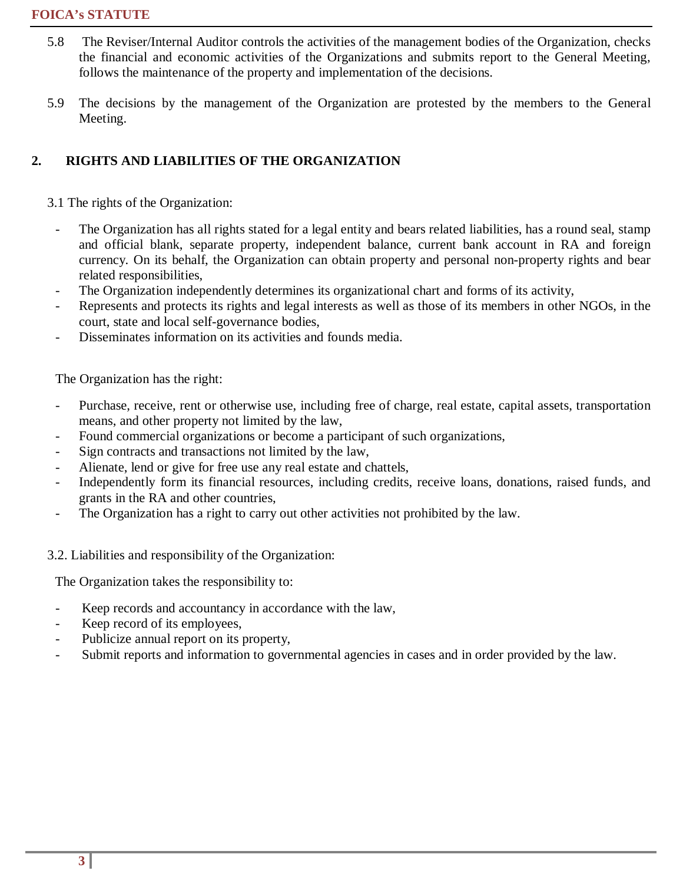5.8 The Reviser/Internal Auditor controls the activities of the management bodies of the Organization, checks the financial and economic activities of the Organizations and submits report to the General Meeting, follows the maintenance of the property and implementation of the decisions.

5.9 The decisions by the management of the Organization are protested by the members to the General Meeting.

## 2. RIGHTS AND LIABILITIES OF THE ORGANIZATION

3.1 The rights of the Organization:

- The Organization has all rights stated for a legal entity and bears related liabilities, has a round seal, stamp and official blank, separate property, independent balance, current bank account in RA and foreign currency. On its behalf, the Organization can obtain property and personal non-property rights and bear related responsibilities,
- The Organization independently determines its organizational chart and forms of its activity,
- Represents and protects its rights and legal interests as well as those of its members in other NGOs, in the court, state and local self-governance bodies,
- Disseminates information on its activities and founds media.

The Organization has the right:

- Purchase, receive, rent or otherwise use, including free of charge, real estate, capital assets, transportation means, and other property not limited by the law,
- Found commercial organizations or become a participant of such organizations,
- Sign contracts and transactions not limited by the law,
- Alienate, lend or give for free use any real estate and chattels,
- Independently form its financial resources, including credits, receive loans, donations, raised funds, and grants in the RA and other countries,
- The Organization has a right to carry out other activities not prohibited by the law.

3.2. Liabilities and responsibility of the Organization:

The Organization takes the responsibility to:

- Keep records and accountancy in accordance with the law,
- Keep record of its employees,
- Publicize annual report on its property,
- Submit reports and information to governmental agencies in cases and in order provided by the law.